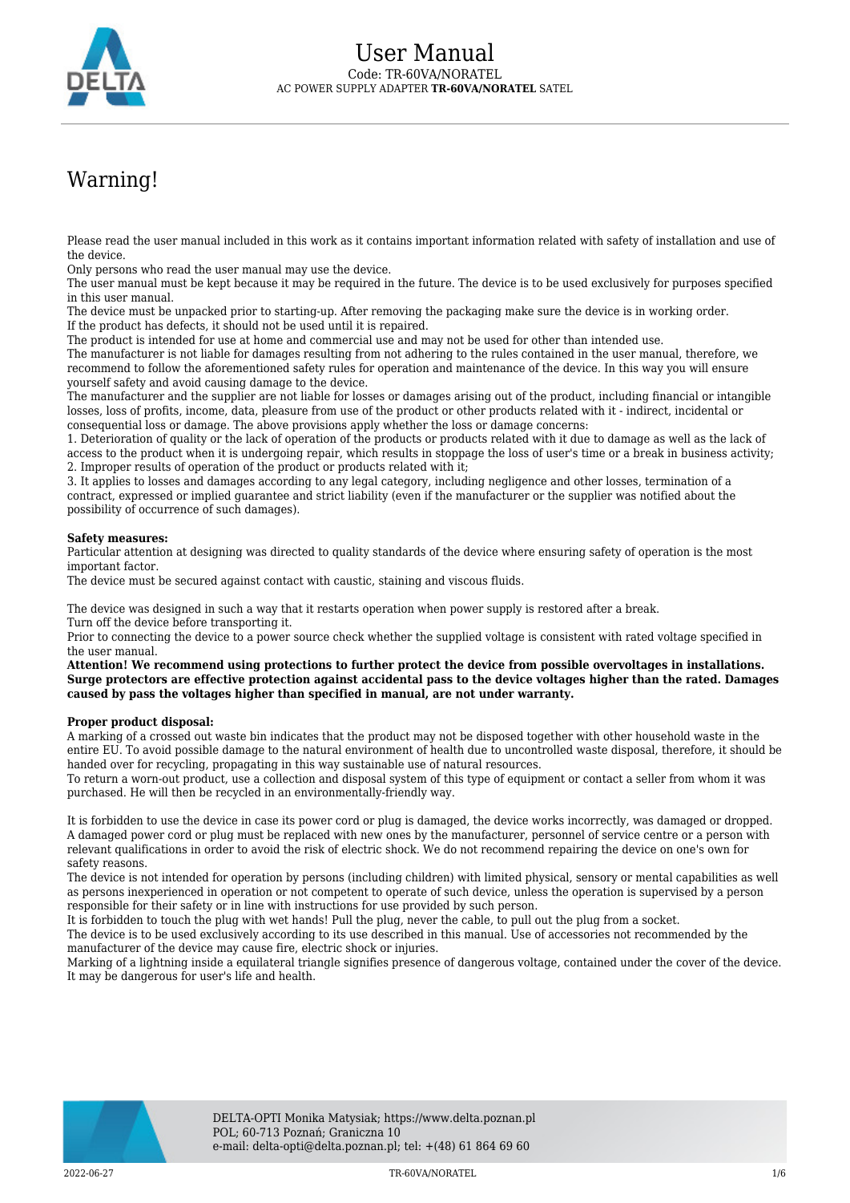# User Manual

Code: TR-60VA/NORATEL

AC POWER SUPPLY ADAPTER **TR-60VA/NORATEL** SATEL

## Warning!

Please read the user manual included in this work as it contains important information related with safety of installation and use of the device.
Only persons who read the user manual may use the device.
The user manual must be kept because it may be required in the future. The device is to be used exclusively for purposes specified in this user manual.
The device must be unpacked prior to starting-up. After removing the packaging make sure the device is in working order.
If the product has defects, it should not be used until it is repaired.
The product is intended for use at home and commercial use and may not be used for other than intended use.
The manufacturer is not liable for damages resulting from not adhering to the rules contained in the user manual, therefore, we recommend to follow the aforementioned safety rules for operation and maintenance of the device. In this way you will ensure yourself safety and avoid causing damage to the device.
The manufacturer and the supplier are not liable for losses or damages arising out of the product, including financial or intangible losses, loss of profits, income, data, pleasure from use of the product or other products related with it - indirect, incidental or consequential loss or damage. The above provisions apply whether the loss or damage concerns:
1. Deterioration of quality or the lack of operation of the products or products related with it due to damage as well as the lack of access to the product when it is undergoing repair, which results in stoppage the loss of user's time or a break in business activity;
2. Improper results of operation of the product or products related with it;
3. It applies to losses and damages according to any legal category, including negligence and other losses, termination of a contract, expressed or implied guarantee and strict liability (even if the manufacturer or the supplier was notified about the possibility of occurrence of such damages).

**Safety measures:**
Particular attention at designing was directed to quality standards of the device where ensuring safety of operation is the most important factor.
The device must be secured against contact with caustic, staining and viscous fluids.

The device was designed in such a way that it restarts operation when power supply is restored after a break.
Turn off the device before transporting it.
Prior to connecting the device to a power source check whether the supplied voltage is consistent with rated voltage specified in the user manual.
**Attention! We recommend using protections to further protect the device from possible overvoltages in installations. Surge protectors are effective protection against accidental pass to the device voltages higher than the rated. Damages caused by pass the voltages higher than specified in manual, are not under warranty.**

**Proper product disposal:**
A marking of a crossed out waste bin indicates that the product may not be disposed together with other household waste in the entire EU. To avoid possible damage to the natural environment of health due to uncontrolled waste disposal, therefore, it should be handed over for recycling, propagating in this way sustainable use of natural resources.
To return a worn-out product, use a collection and disposal system of this type of equipment or contact a seller from whom it was purchased. He will then be recycled in an environmentally-friendly way.

It is forbidden to use the device in case its power cord or plug is damaged, the device works incorrectly, was damaged or dropped. A damaged power cord or plug must be replaced with new ones by the manufacturer, personnel of service centre or a person with relevant qualifications in order to avoid the risk of electric shock. We do not recommend repairing the device on one's own for safety reasons.
The device is not intended for operation by persons (including children) with limited physical, sensory or mental capabilities as well as persons inexperienced in operation or not competent to operate of such device, unless the operation is supervised by a person responsible for their safety or in line with instructions for use provided by such person.
It is forbidden to touch the plug with wet hands! Pull the plug, never the cable, to pull out the plug from a socket.
The device is to be used exclusively according to its use described in this manual. Use of accessories not recommended by the manufacturer of the device may cause fire, electric shock or injuries.
Marking of a lightning inside a equilateral triangle signifies presence of dangerous voltage, contained under the cover of the device. It may be dangerous for user's life and health.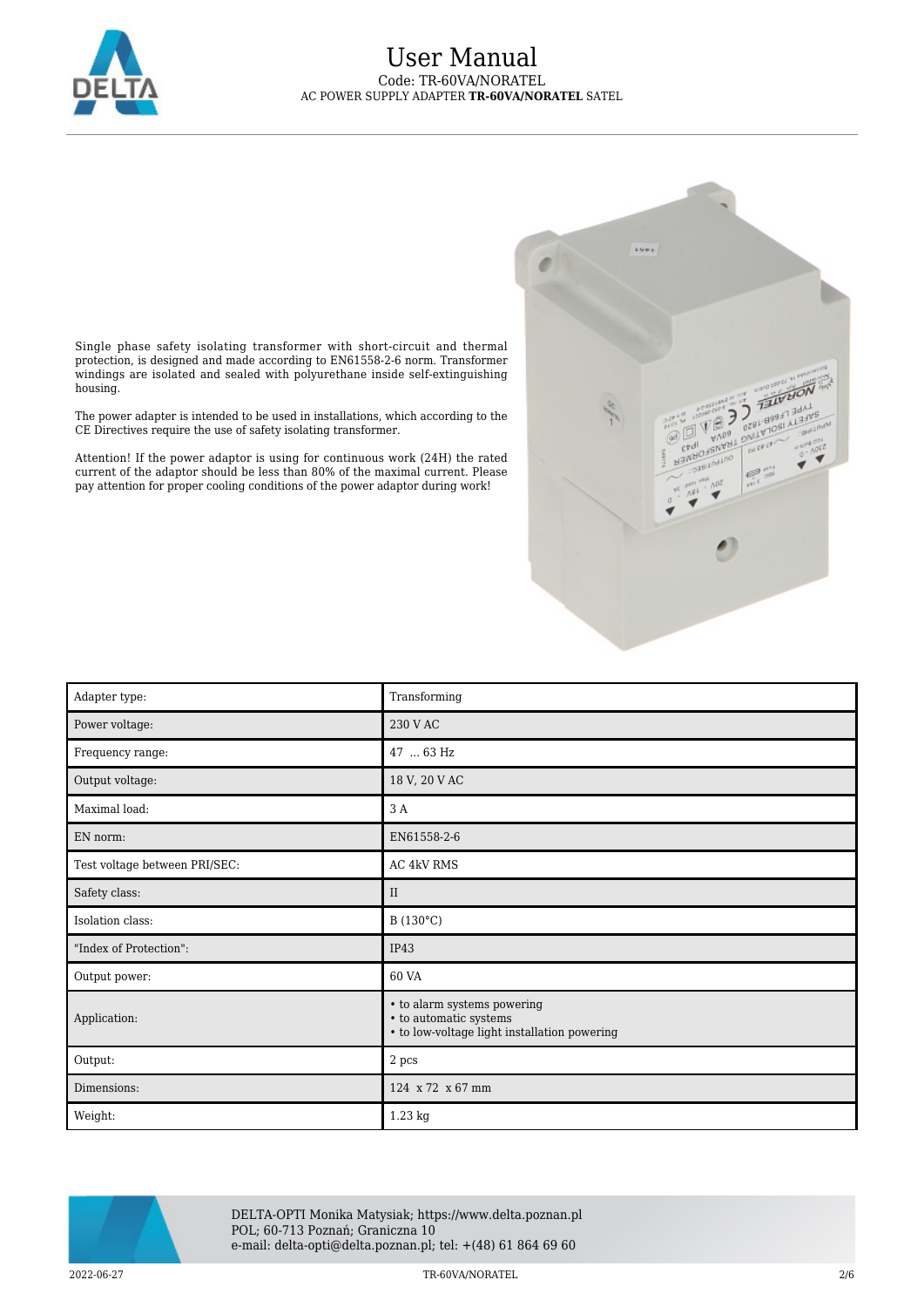# User Manual

Code: TR-60VA/NORATEL
AC POWER SUPPLY ADAPTER **TR-60VA/NORATEL** SATEL

Single phase safety isolating transformer with short-circuit and thermal protection, is designed and made according to EN61558-2-6 norm. Transformer windings are isolated and sealed with polyurethane inside self-extinguishing housing.

The power adapter is intended to be used in installations, which according to the CE Directives require the use of safety isolating transformer.

Attention! If the power adaptor is using for continuous work (24H) the rated current of the adaptor should be less than 80% of the maximal current. Please pay attention for proper cooling conditions of the power adaptor during work!

| | |
|---|---|
| Adapter type: | Transforming |
| Power voltage: | 230 V AC |
| Frequency range: | 47 ... 63 Hz |
| Output voltage: | 18 V, 20 V AC |
| Maximal load: | 3 A |
| EN norm: | EN61558-2-6 |
| Test voltage between PRI/SEC: | AC 4kV RMS |
| Safety class: | II |
| Isolation class: | B (130°C) |
| "Index of Protection": | IP43 |
| Output power: | 60 VA |
| Application: | • to alarm systems powering<br>• to automatic systems<br>• to low-voltage light installation powering |
| Output: | 2 pcs |
| Dimensions: | 124 x 72 x 67 mm |
| Weight: | 1.23 kg |

DELTA-OPTI Monika Matysiak; https://www.delta.poznan.pl
POL; 60-713 Poznań; Graniczna 10
e-mail: delta-opti@delta.poznan.pl; tel: +(48) 61 864 69 60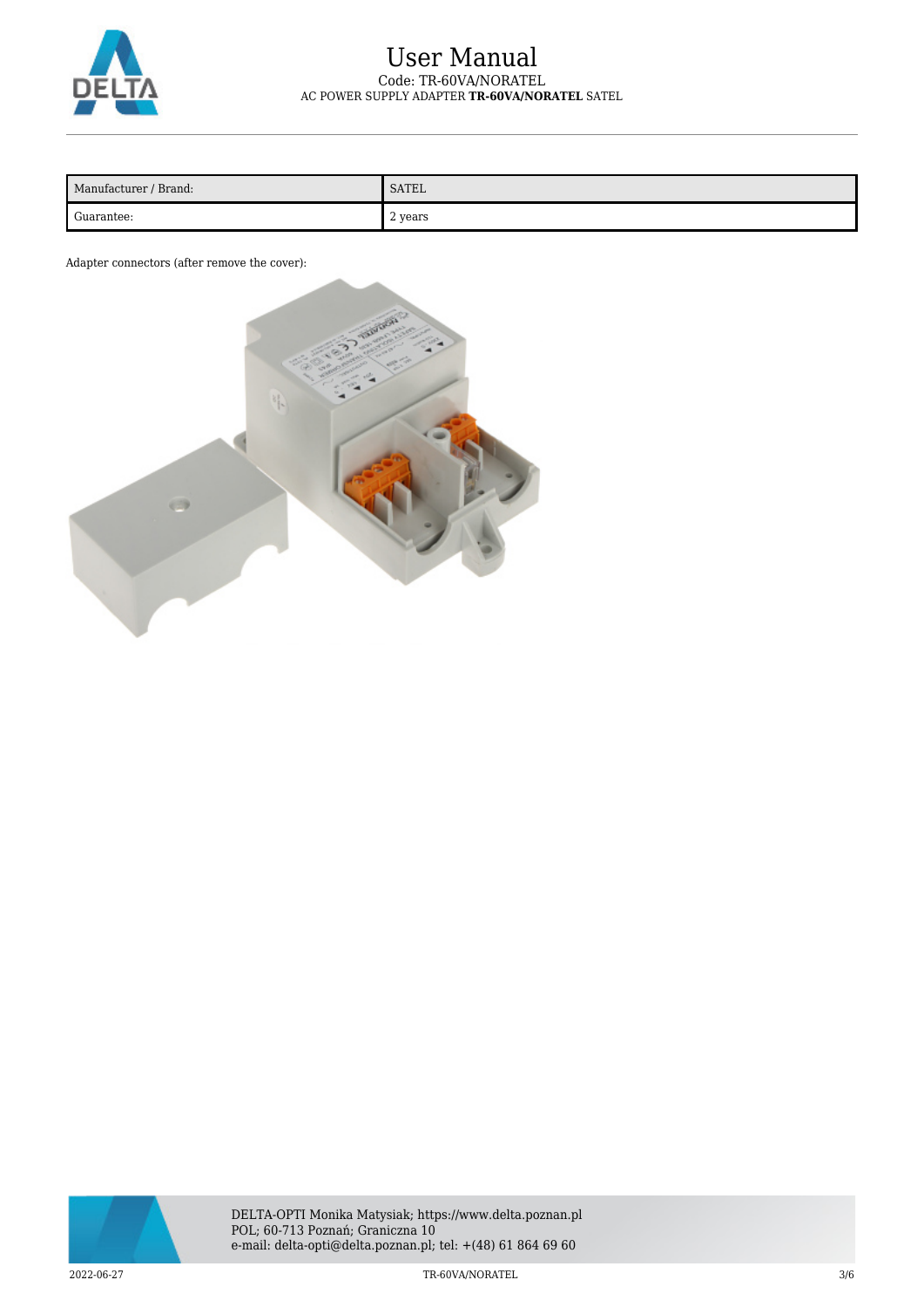| Manufacturer / Brand: | SATEL |
| --- | --- |
| Guarantee: | 2 years |

Adapter connectors (after remove the cover):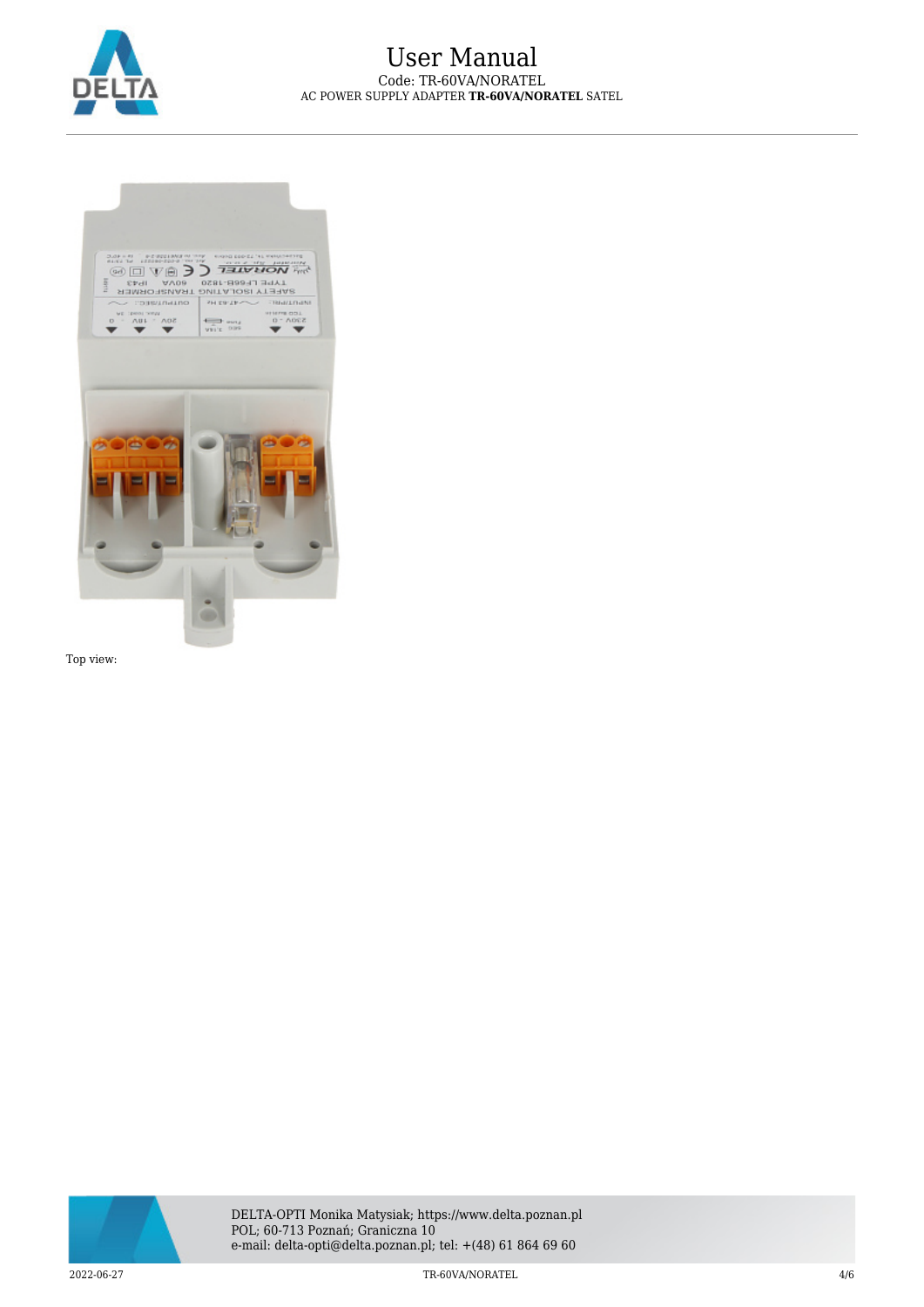Top view: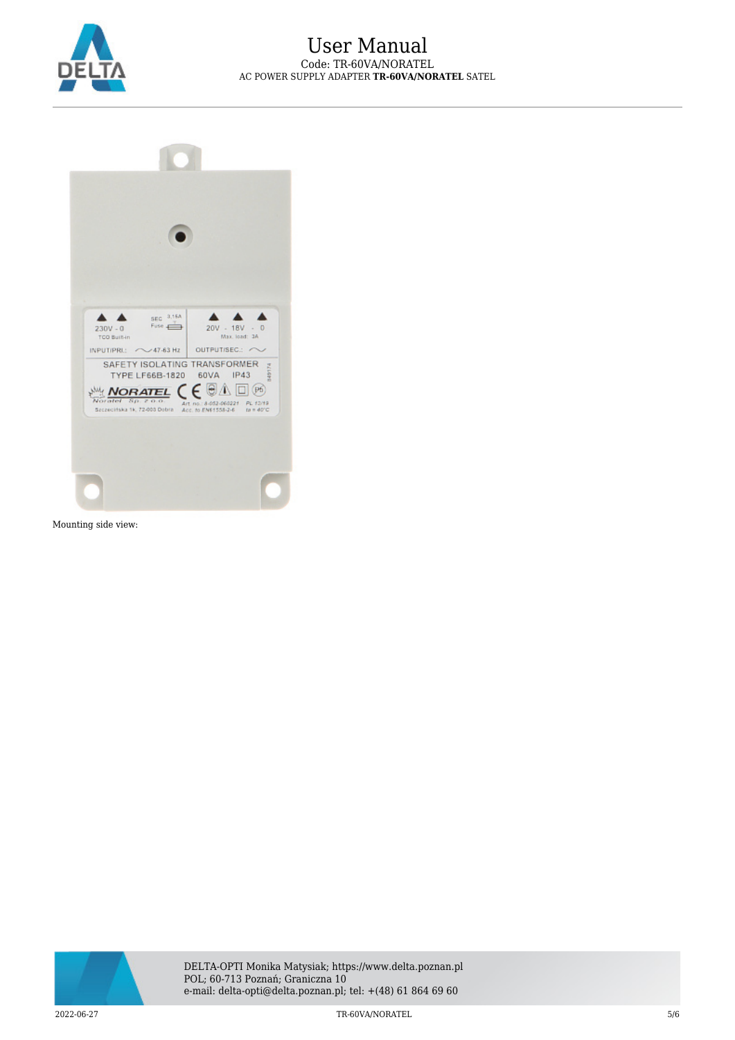Mounting side view: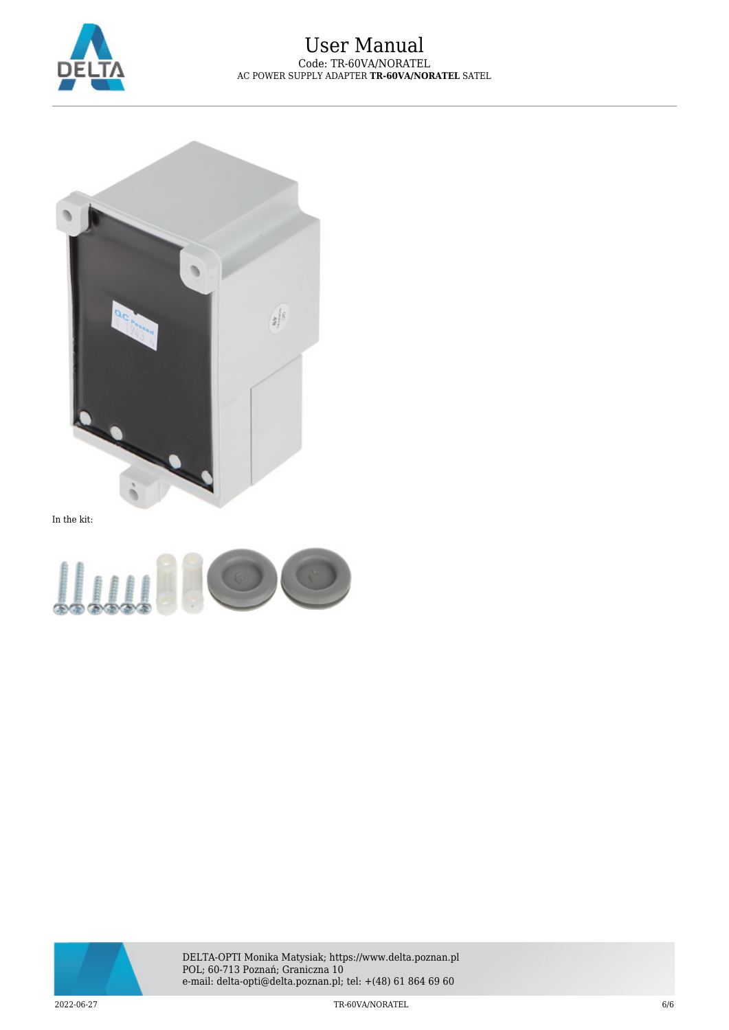In the kit: